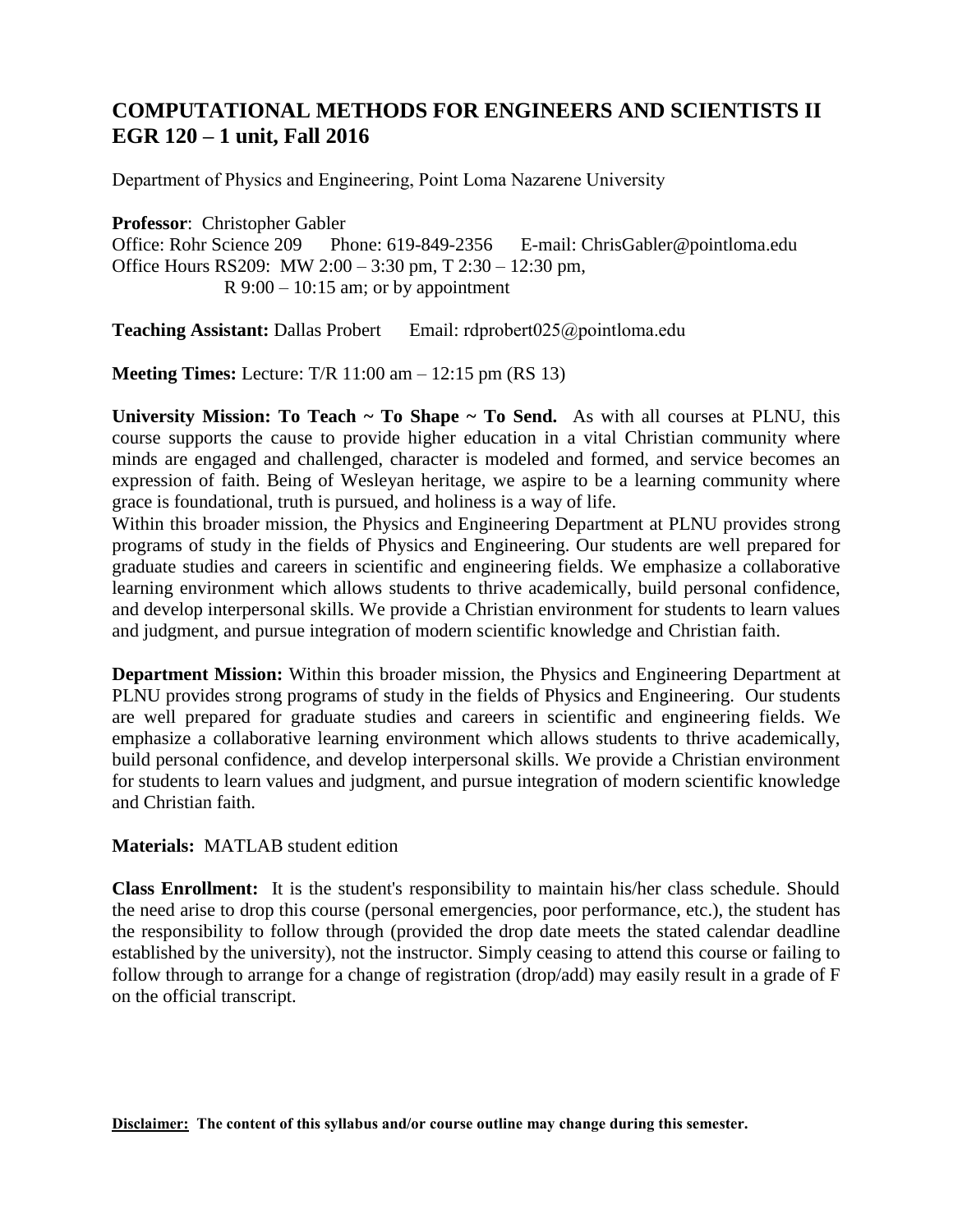## COMPUTATIONAL METHODS FOR ENGINEERS AND SCIENTISTS II
## EGR 120 – 1 unit, Fall 2016

Department of Physics and Engineering, Point Loma Nazarene University

**Professor**: Christopher Gabler
Office: Rohr Science 209 Phone: 619-849-2356 E-mail: ChrisGabler@pointloma.edu
Office Hours RS209: MW 2:00 – 3:30 pm, T 2:30 – 12:30 pm,
R 9:00 – 10:15 am; or by appointment

**Teaching Assistant:** Dallas Probert Email: rdprobert025@pointloma.edu

**Meeting Times:** Lecture: T/R 11:00 am – 12:15 pm (RS 13)

**University Mission: To Teach ~ To Shape ~ To Send.** As with all courses at PLNU, this course supports the cause to provide higher education in a vital Christian community where minds are engaged and challenged, character is modeled and formed, and service becomes an expression of faith. Being of Wesleyan heritage, we aspire to be a learning community where grace is foundational, truth is pursued, and holiness is a way of life.
Within this broader mission, the Physics and Engineering Department at PLNU provides strong programs of study in the fields of Physics and Engineering. Our students are well prepared for graduate studies and careers in scientific and engineering fields. We emphasize a collaborative learning environment which allows students to thrive academically, build personal confidence, and develop interpersonal skills. We provide a Christian environment for students to learn values and judgment, and pursue integration of modern scientific knowledge and Christian faith.

**Department Mission:** Within this broader mission, the Physics and Engineering Department at PLNU provides strong programs of study in the fields of Physics and Engineering. Our students are well prepared for graduate studies and careers in scientific and engineering fields. We emphasize a collaborative learning environment which allows students to thrive academically, build personal confidence, and develop interpersonal skills. We provide a Christian environment for students to learn values and judgment, and pursue integration of modern scientific knowledge and Christian faith.

**Materials:** MATLAB student edition

**Class Enrollment:** It is the student's responsibility to maintain his/her class schedule. Should the need arise to drop this course (personal emergencies, poor performance, etc.), the student has the responsibility to follow through (provided the drop date meets the stated calendar deadline established by the university), not the instructor. Simply ceasing to attend this course or failing to follow through to arrange for a change of registration (drop/add) may easily result in a grade of F on the official transcript.

**Disclaimer: The content of this syllabus and/or course outline may change during this semester.**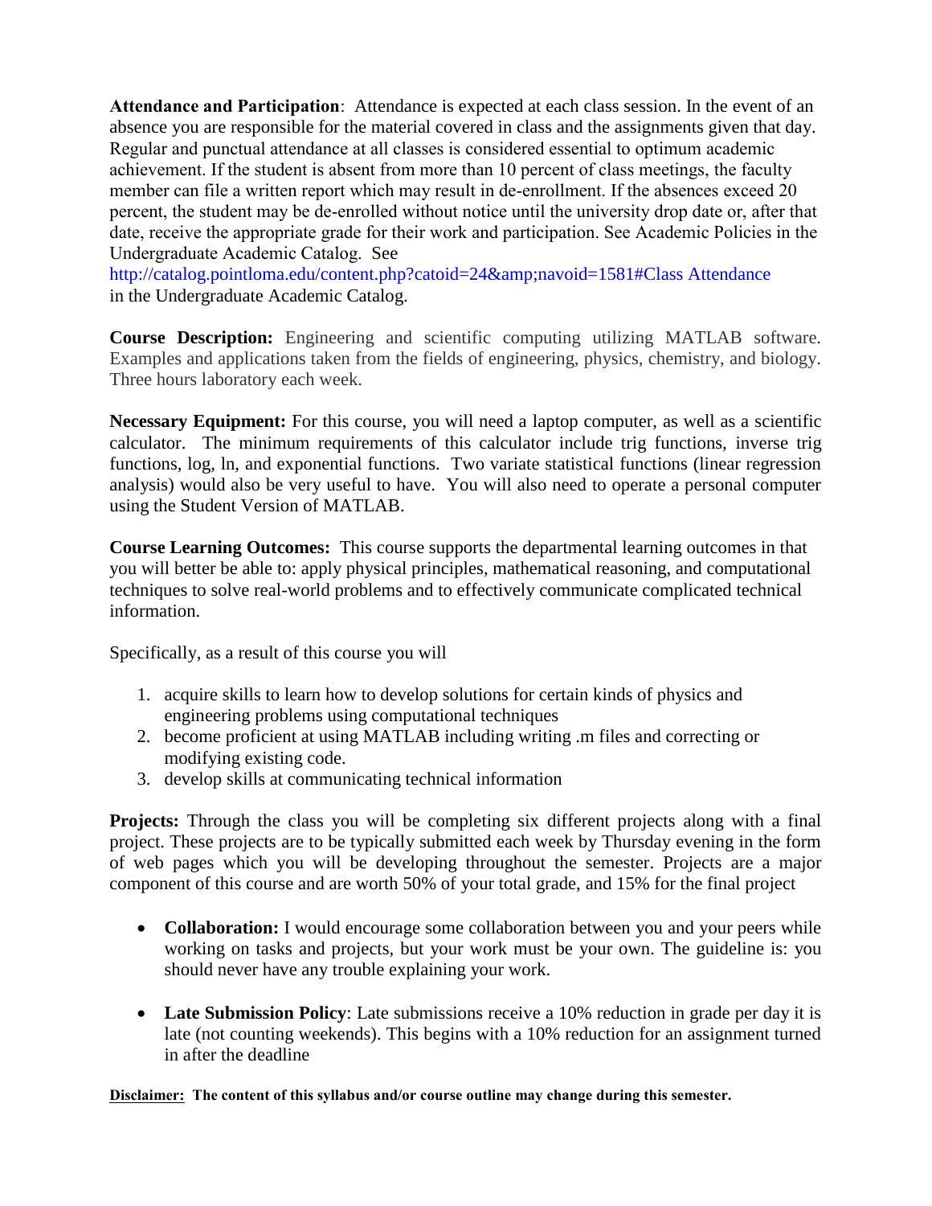**Attendance and Participation**: Attendance is expected at each class session. In the event of an absence you are responsible for the material covered in class and the assignments given that day. Regular and punctual attendance at all classes is considered essential to optimum academic achievement. If the student is absent from more than 10 percent of class meetings, the faculty member can file a written report which may result in de-enrollment. If the absences exceed 20 percent, the student may be de-enrolled without notice until the university drop date or, after that date, receive the appropriate grade for their work and participation. See Academic Policies in the Undergraduate Academic Catalog. See http://catalog.pointloma.edu/content.php?catoid=24&amp;navoid=1581#Class Attendance in the Undergraduate Academic Catalog.

**Course Description:** Engineering and scientific computing utilizing MATLAB software. Examples and applications taken from the fields of engineering, physics, chemistry, and biology. Three hours laboratory each week.

**Necessary Equipment:** For this course, you will need a laptop computer, as well as a scientific calculator. The minimum requirements of this calculator include trig functions, inverse trig functions, log, ln, and exponential functions. Two variate statistical functions (linear regression analysis) would also be very useful to have. You will also need to operate a personal computer using the Student Version of MATLAB.

**Course Learning Outcomes:** This course supports the departmental learning outcomes in that you will better be able to: apply physical principles, mathematical reasoning, and computational techniques to solve real-world problems and to effectively communicate complicated technical information.

Specifically, as a result of this course you will

1. acquire skills to learn how to develop solutions for certain kinds of physics and engineering problems using computational techniques
2. become proficient at using MATLAB including writing .m files and correcting or modifying existing code.
3. develop skills at communicating technical information

**Projects:** Through the class you will be completing six different projects along with a final project. These projects are to be typically submitted each week by Thursday evening in the form of web pages which you will be developing throughout the semester. Projects are a major component of this course and are worth 50% of your total grade, and 15% for the final project

- **Collaboration:** I would encourage some collaboration between you and your peers while working on tasks and projects, but your work must be your own. The guideline is: you should never have any trouble explaining your work.

- **Late Submission Policy**: Late submissions receive a 10% reduction in grade per day it is late (not counting weekends). This begins with a 10% reduction for an assignment turned in after the deadline

**Disclaimer: The content of this syllabus and/or course outline may change during this semester.**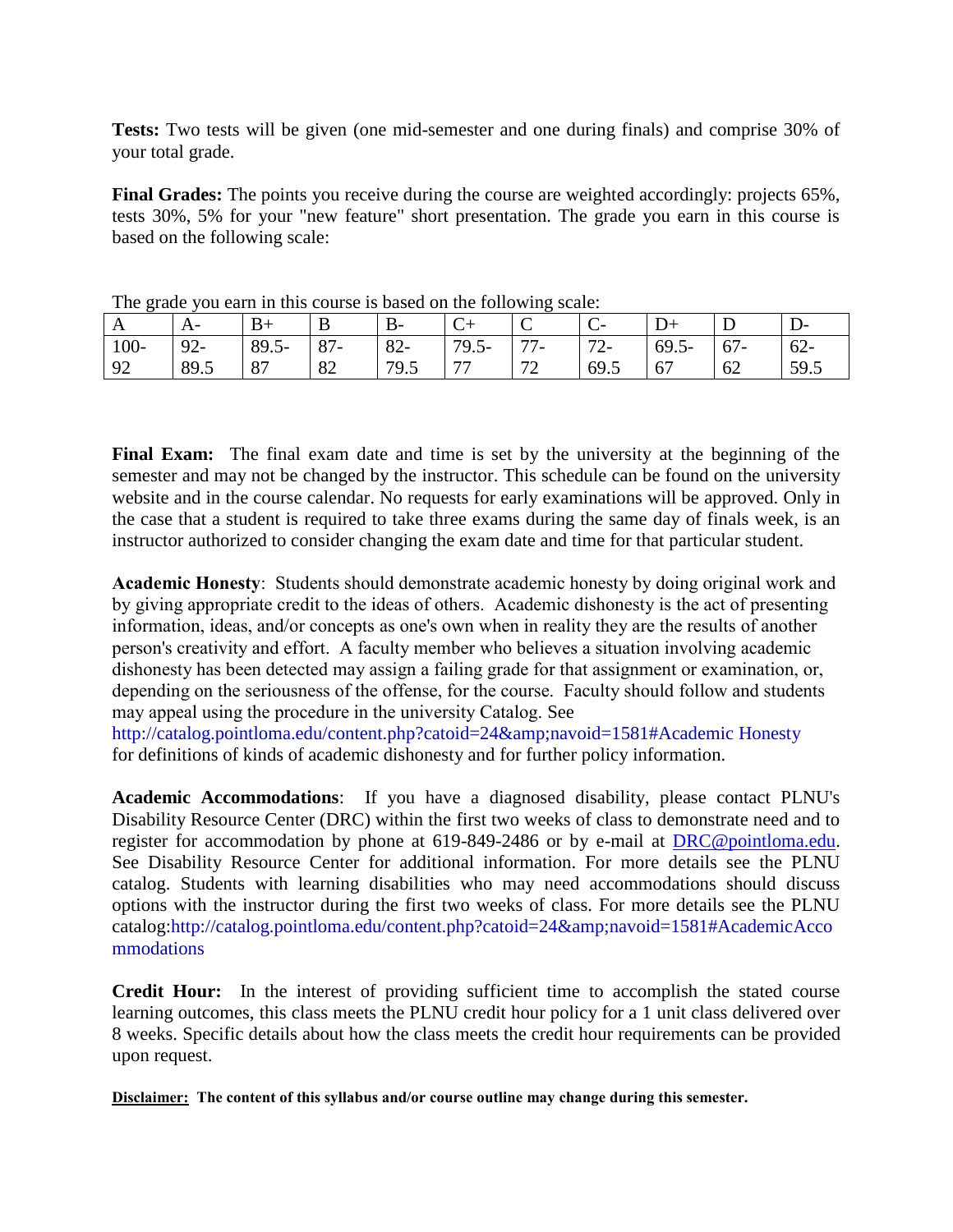**Tests:** Two tests will be given (one mid-semester and one during finals) and comprise 30% of your total grade.

**Final Grades:** The points you receive during the course are weighted accordingly: projects 65%, tests 30%, 5% for your "new feature" short presentation. The grade you earn in this course is based on the following scale:

The grade you earn in this course is based on the following scale:

| A | A- | B+ | B | B- | C+ | C | C- | D+ | D | D- |
|---|---|---|---|---|---|---|---|---|---|---|
| 100-92 | 92-89.5 | 89.5-87 | 87-82 | 82-79.5 | 79.5-77 | 77-72 | 72-69.5 | 69.5-67 | 67-62 | 62-59.5 |

**Final Exam:** The final exam date and time is set by the university at the beginning of the semester and may not be changed by the instructor. This schedule can be found on the university website and in the course calendar. No requests for early examinations will be approved. Only in the case that a student is required to take three exams during the same day of finals week, is an instructor authorized to consider changing the exam date and time for that particular student.

**Academic Honesty**: Students should demonstrate academic honesty by doing original work and by giving appropriate credit to the ideas of others. Academic dishonesty is the act of presenting information, ideas, and/or concepts as one's own when in reality they are the results of another person's creativity and effort. A faculty member who believes a situation involving academic dishonesty has been detected may assign a failing grade for that assignment or examination, or, depending on the seriousness of the offense, for the course. Faculty should follow and students may appeal using the procedure in the university Catalog. See http://catalog.pointloma.edu/content.php?catoid=24&amp;navoid=1581#Academic Honesty for definitions of kinds of academic dishonesty and for further policy information.

**Academic Accommodations**: If you have a diagnosed disability, please contact PLNU's Disability Resource Center (DRC) within the first two weeks of class to demonstrate need and to register for accommodation by phone at 619-849-2486 or by e-mail at DRC@pointloma.edu. See Disability Resource Center for additional information. For more details see the PLNU catalog. Students with learning disabilities who may need accommodations should discuss options with the instructor during the first two weeks of class. For more details see the PLNU catalog:http://catalog.pointloma.edu/content.php?catoid=24&amp;navoid=1581#AcademicAccommodations

**Credit Hour:** In the interest of providing sufficient time to accomplish the stated course learning outcomes, this class meets the PLNU credit hour policy for a 1 unit class delivered over 8 weeks. Specific details about how the class meets the credit hour requirements can be provided upon request.

**Disclaimer: The content of this syllabus and/or course outline may change during this semester.**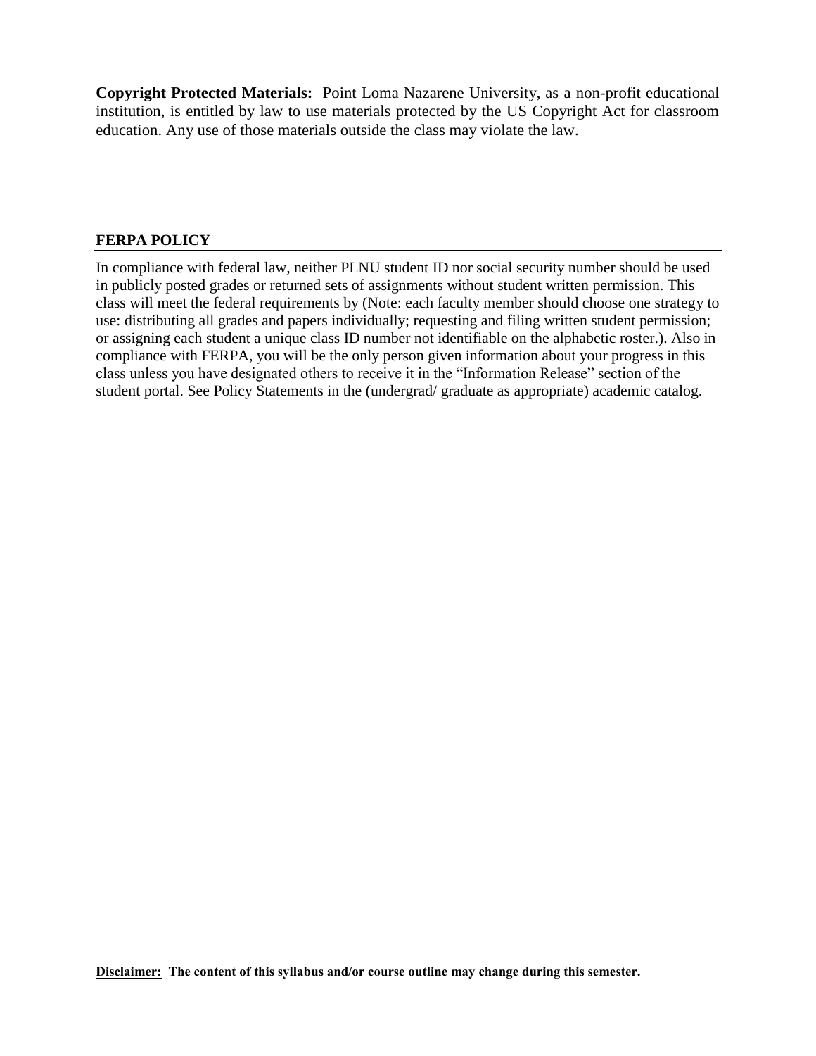**Copyright Protected Materials:** Point Loma Nazarene University, as a non-profit educational institution, is entitled by law to use materials protected by the US Copyright Act for classroom education. Any use of those materials outside the class may violate the law.

## FERPA POLICY

In compliance with federal law, neither PLNU student ID nor social security number should be used in publicly posted grades or returned sets of assignments without student written permission. This class will meet the federal requirements by (Note: each faculty member should choose one strategy to use: distributing all grades and papers individually; requesting and filing written student permission; or assigning each student a unique class ID number not identifiable on the alphabetic roster.). Also in compliance with FERPA, you will be the only person given information about your progress in this class unless you have designated others to receive it in the "Information Release" section of the student portal. See Policy Statements in the (undergrad/ graduate as appropriate) academic catalog.

**Disclaimer: The content of this syllabus and/or course outline may change during this semester.**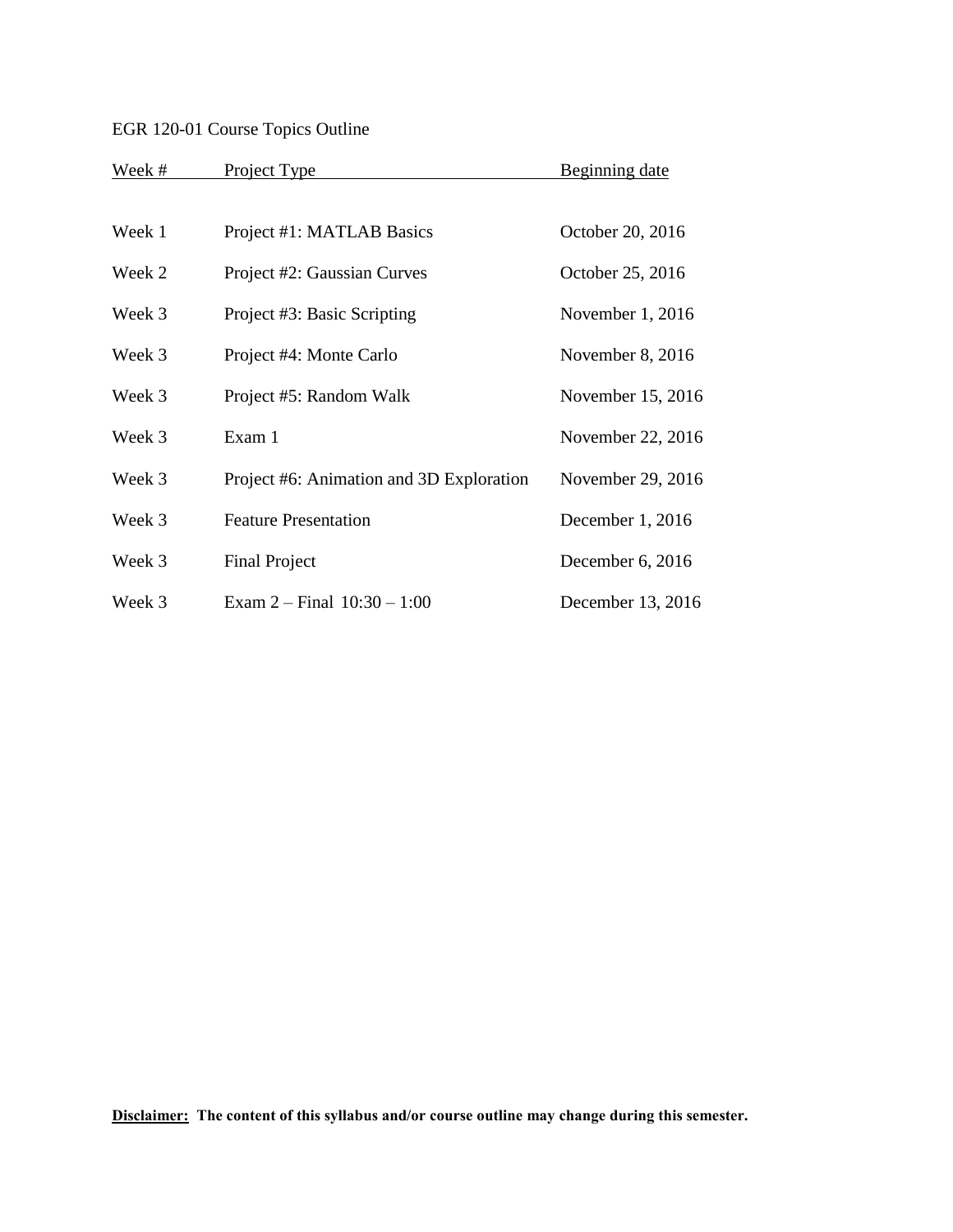EGR 120-01 Course Topics Outline

| Week # | Project Type | Beginning date |
| --- | --- | --- |
| Week 1 | Project #1: MATLAB Basics | October 20, 2016 |
| Week 2 | Project #2: Gaussian Curves | October 25, 2016 |
| Week 3 | Project #3: Basic Scripting | November 1, 2016 |
| Week 3 | Project #4: Monte Carlo | November 8, 2016 |
| Week 3 | Project #5: Random Walk | November 15, 2016 |
| Week 3 | Exam 1 | November 22, 2016 |
| Week 3 | Project #6: Animation and 3D Exploration | November 29, 2016 |
| Week 3 | Feature Presentation | December 1, 2016 |
| Week 3 | Final Project | December 6, 2016 |
| Week 3 | Exam 2 – Final 10:30 – 1:00 | December 13, 2016 |

**Disclaimer: The content of this syllabus and/or course outline may change during this semester.**